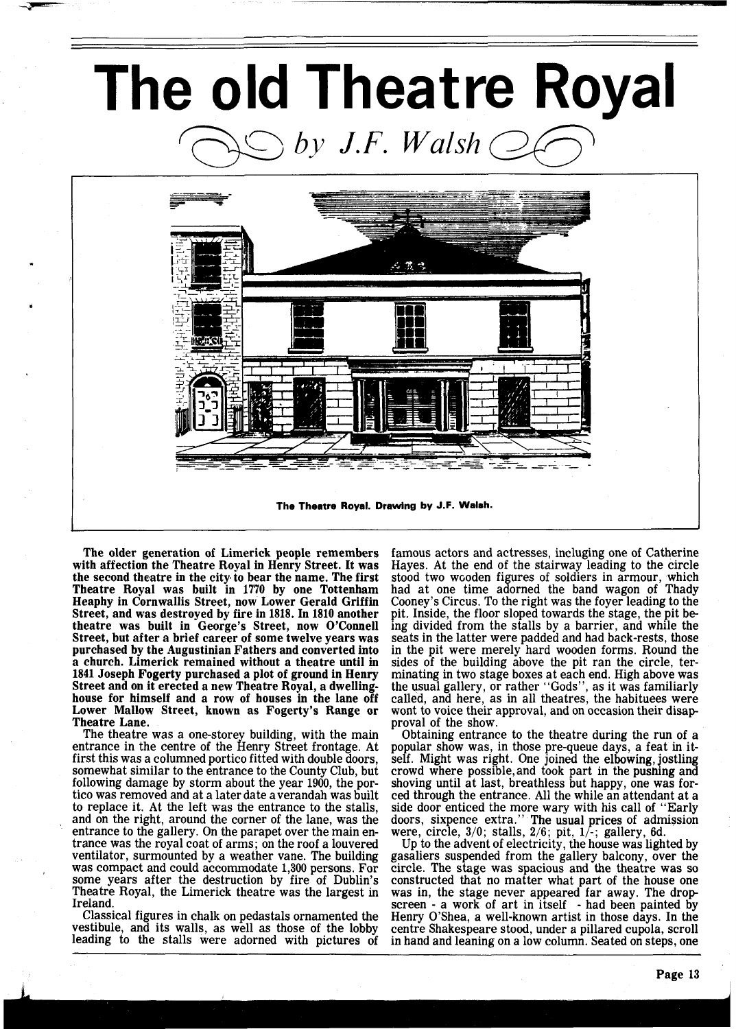# The old Theatre Royal

*by J.F. Walsh*

The Theatre Royal. Drawing by J.F. Walsh.

**The older generation of Limerick people remembers with affection the Theatre Royal in Henry Street. It was the second theatre in the city to bear the name. The first Theatre Royal was built in 1770 by one Tottenham Heaphy in Cornwallis Street, now Lower Gerald Griffin Street, and was destroyed by fire in 1818. In 1810 another theatre was built in George's Street, now O'Connell Street, but after a brief career of some twelve years was purchased by the Augustinian Fathers and converted into a church. Limerick remained without a theatre until in 1841 Joseph Fogerty purchased a plot of ground in Henry Street and on it erected a new Theatre Royal, a dwelling-house for himself and a row of houses in the lane off Lower Mallow Street, known as Fogerty's Range or Theatre Lane.**

The theatre was a one-storey building, with the main entrance in the centre of the Henry Street frontage. At first this was a columned portico fitted with double doors, somewhat similar to the entrance to the County Club, but following damage by storm about the year 1900, the portico was removed and at a later date a verandah was built to replace it. At the left was the entrance to the stalls, and on the right, around the corner of the lane, was the entrance to the gallery. On the parapet over the main entrance was the royal coat of arms; on the roof a louvered ventilator, surmounted by a weather vane. The building was compact and could accommodate 1,300 persons. For some years after the destruction by fire of Dublin's Theatre Royal, the Limerick theatre was the largest in Ireland.

Classical figures in chalk on pedastals ornamented the vestibule, and its walls, as well as those of the lobby leading to the stalls were adorned with pictures of famous actors and actresses, incluging one of Catherine Hayes. At the end of the stairway leading to the circle stood two wooden figures of soldiers in armour, which had at one time adorned the band wagon of Thady Cooney's Circus. To the right was the foyer leading to the pit. Inside, the floor sloped towards the stage, the pit being divided from the stalls by a barrier, and while the seats in the latter were padded and had back-rests, those in the pit were merely hard wooden forms. Round the sides of the building above the pit ran the circle, terminating in two stage boxes at each end. High above was the usual gallery, or rather "Gods", as it was familiarly called, and here, as in all theatres, the habituees were wont to voice their approval, and on occasion their disapproval of the show.

Obtaining entrance to the theatre during the run of a popular show was, in those pre-queue days, a feat in itself. Might was right. One joined the elbowing, jostling crowd where possible, and took part in the pushing and shoving until at last, breathless but happy, one was forced through the entrance. All the while an attendant at a side door enticed the more wary with his call of "Early doors, sixpence extra." The usual prices of admission were, circle, 3/0; stalls, 2/6; pit, 1/-; gallery, 6d.

Up to the advent of electricity, the house was lighted by gasaliers suspended from the gallery balcony, over the circle. The stage was spacious and the theatre was so constructed that no matter what part of the house one was in, the stage never appeared far away. The drop-screen - a work of art in itself - had been painted by Henry O'Shea, a well-known artist in those days. In the centre Shakespeare stood, under a pillared cupola, scroll in hand and leaning on a low column. Seated on steps, one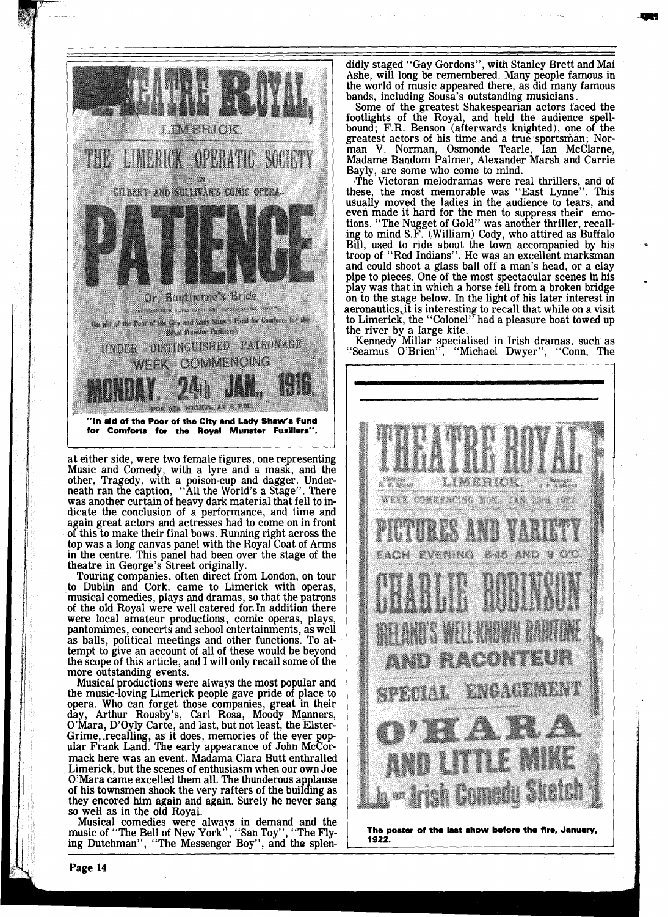**THEATRE ROYAL,**

LIMERICK.

THE LIMERICK OPERATIC SOCIETY

IN

GILBERT AND SULLIVAN'S COMIC OPERA

**PATIENCE**

Or, Bunthorne's Bride

In aid of the Poor of the City and Lady Shaw's Fund for Comforts for the Royal Munster Fusiliers

UNDER DISTINGUISHED PATRONAGE

WEEK COMMENCING

**MONDAY, 24th JAN., 1916,**

FOR SIX NIGHTS AT 8 P.M.

**"In aid of the Poor of the City and Lady Shaw's Fund for Comforts for the Royal Munster Fusiliers".**

at either side, were two female figures, one representing Music and Comedy, with a lyre and a mask, and the other, Tragedy, with a poison-cup and dagger. Underneath ran the caption, "All the World's a Stage". There was another curtain of heavy dark material that fell to indicate the conclusion of a performance, and time and again great actors and actresses had to come on in front of this to make their final bows. Running right across the top was a long canvas panel with the Royal Coat of Arms in the centre. This panel had been over the stage of the theatre in George's Street originally.

Touring companies, often direct from London, on tour to Dublin and Cork, came to Limerick with operas, musical comedies, plays and dramas, so that the patrons of the old Royal were well catered for. In addition there were local amateur productions, comic operas, plays, pantomimes, concerts and school entertainments, as well as balls, political meetings and other functions. To attempt to give an account of all of these would be beyond the scope of this article, and I will only recall some of the more outstanding events.

Musical productions were always the most popular and the music-loving Limerick people gave pride of place to opera. Who can forget those companies, great in their day, Arthur Rousby's, Carl Rosa, Moody Manners, O'Mara, D'Oyly Carte, and last, but not least, the Elster-Grime, recalling, as it does, memories of the ever popular Frank Land. The early appearance of John McCormack here was an event. Madama Clara Butt enthralled Limerick, but the scenes of enthusiasm when our own Joe O'Mara came excelled them all. The thunderous applause of his townsmen shook the very rafters of the building as they encored him again and again. Surely he never sang so well as in the old Royal.

Musical comedies were always in demand and the music of "The Bell of New York", "San Toy", "The Flying Dutchman", "The Messenger Boy", and the splendidly staged "Gay Gordons", with Stanley Brett and Mai Ashe, will long be remembered. Many people famous in the world of music appeared there, as did many famous bands, including Sousa's outstanding musicians.

Some of the greatest Shakespearian actors faced the footlights of the Royal, and held the audience spellbound; F.R. Benson (afterwards knighted), one of the greatest actors of his time and a true sportsman; Norman V. Norman, Osmonde Tearle, Ian McClarne, Madame Bandom Palmer, Alexander Marsh and Carrie Bayly, are some who come to mind.

The Victoran melodramas were real thrillers, and of these, the most memorable was "East Lynne". This usually moved the ladies in the audience to tears, and even made it hard for the men to suppress their emotions. "The Nugget of Gold" was another thriller, recalling to mind S.F. (William) Cody, who attired as Buffalo Bill, used to ride about the town accompanied by his troop of "Red Indians". He was an excellent marksman and could shoot a glass ball off a man's head, or a clay pipe to pieces. One of the most spectacular scenes in his play was that in which a horse fell from a broken bridge on to the stage below. In the light of his later interest in aeronautics, it is interesting to recall that while on a visit to Limerick, the "Colonel" had a pleasure boat towed up the river by a large kite.

Kennedy Millar specialised in Irish dramas, such as "Seamus O'Brien", "Michael Dwyer", "Conn, The

**THEATRE ROYAL**

LIMERICK.

WEEK COMMENCING MON., JAN. 23rd, 1922.

**PICTURES AND VARIETY**

EACH EVENING 6.45 AND 9 O'C.

**CHARLIE ROBINSON**

**IRELAND'S WELL-KNOWN BARITONE AND RACONTEUR**

**SPECIAL ENGAGEMENT**

**O'HARA AND LITTLE MIKE**

**In an Irish Comedy Sketch**

**The poster of the last show before the fire, January, 1922.**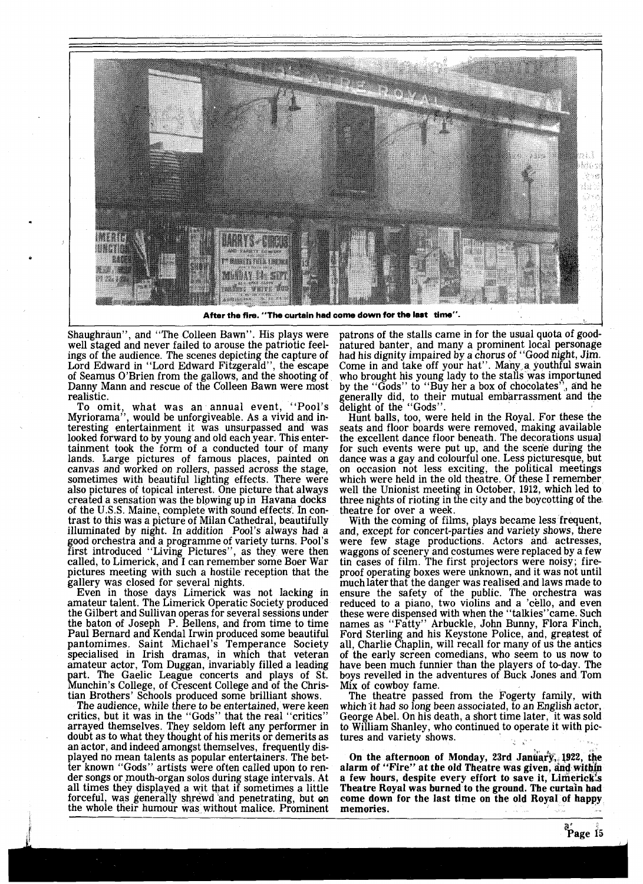After the fire. "The curtain had come down for the last time".

Shaughraun", and "The Colleen Bawn". His plays were well staged and never failed to arouse the patriotic feelings of the audience. The scenes depicting the capture of Lord Edward in "Lord Edward Fitzgerald", the escape of Seamus O'Brien from the gallows, and the shooting of Danny Mann and rescue of the Colleen Bawn were most realistic.

To omit, what was an annual event, "Pool's Myriorama", would be unforgiveable. As a vivid and interesting entertainment it was unsurpassed and was looked forward to by young and old each year. This entertainment took the form of a conducted tour of many lands. Large pictures of famous places, painted on canvas and worked on rollers, passed across the stage, sometimes with beautiful lighting effects. There were also pictures of topical interest. One picture that always created a sensation was the blowing up in Havana docks of the U.S.S. Maine, complete with sound effects. In contrast to this was a picture of Milan Cathedral, beautifully illuminated by night. In addition Pool's always had a good orchestra and a programme of variety turns. Pool's first introduced "Living Pictures", as they were then called, to Limerick, and I can remember some Boer War pictures meeting with such a hostile reception that the gallery was closed for several nights.

Even in those days Limerick was not lacking in amateur talent. The Limerick Operatic Society produced the Gilbert and Sullivan operas for several sessions under the baton of Joseph P. Bellens, and from time to time Paul Bernard and Kendal Irwin produced some beautiful pantomimes. Saint Michael's Temperance Society specialised in Irish dramas, in which that veteran amateur actor, Tom Duggan, invariably filled a leading part. The Gaelic League concerts and plays of St. Munchin's College, of Crescent College and of the Christian Brothers' Schools produced some brilliant shows.

The audience, while there to be entertained, were keen critics, but it was in the "Gods" that the real "critics" arrayed themselves. They seldom left any performer in doubt as to what they thought of his merits or demerits as an actor, and indeed amongst themselves, frequently displayed no mean talents as popular entertainers. The better known "Gods" artists were often called upon to render songs or mouth-organ solos during stage intervals. At all times they displayed a wit that if sometimes a little forceful, was generally shrewd and penetrating, but on the whole their humour was without malice. Prominent patrons of the stalls came in for the usual quota of good-natured banter, and many a prominent local personage had his dignity impaired by a chorus of "Good night, Jim. Come in and take off your hat". Many a youthful swain who brought his young lady to the stalls was importuned by the "Gods" to "Buy her a box of chocolates", and he generally did, to their mutual embarrassment and the delight of the "Gods".

Hunt balls, too, were held in the Royal. For these the seats and floor boards were removed, making available the excellent dance floor beneath. The decorations usual for such events were put up, and the scene during the dance was a gay and colourful one. Less picturesque, but on occasion not less exciting, the political meetings which were held in the old theatre. Of these I remember well the Unionist meeting in October, 1912, which led to three nights of rioting in the city and the boycotting of the theatre for over a week.

With the coming of films, plays became less frequent, and, except for concert-parties and variety shows, there were few stage productions. Actors and actresses, waggons of scenery and costumes were replaced by a few tin cases of film. The first projectors were noisy; fire-proof operating boxes were unknown, and it was not until much later that the danger was realised and laws made to ensure the safety of the public. The orchestra was reduced to a piano, two violins and a 'cello, and even these were dispensed with when the "talkies" came. Such names as "Fatty" Arbuckle, John Bunny, Flora Finch, Ford Sterling and his Keystone Police, and, greatest of all, Charlie Chaplin, will recall for many of us the antics of the early screen comedians, who seem to us now to have been much funnier than the players of to-day. The boys revelled in the adventures of Buck Jones and Tom Mix of cowboy fame.

The theatre passed from the Fogerty family, with which it had so long been associated, to an English actor, George Abel. On his death, a short time later, it was sold to William Shanley, who continued to operate it with pictures and variety shows.

**On the afternoon of Monday, 23rd January, 1922, the alarm of "Fire" at the old Theatre was given, and within a few hours, despite every effort to save it, Limerick's Theatre Royal was burned to the ground. The curtain had come down for the last time on the old Royal of happy memories.**